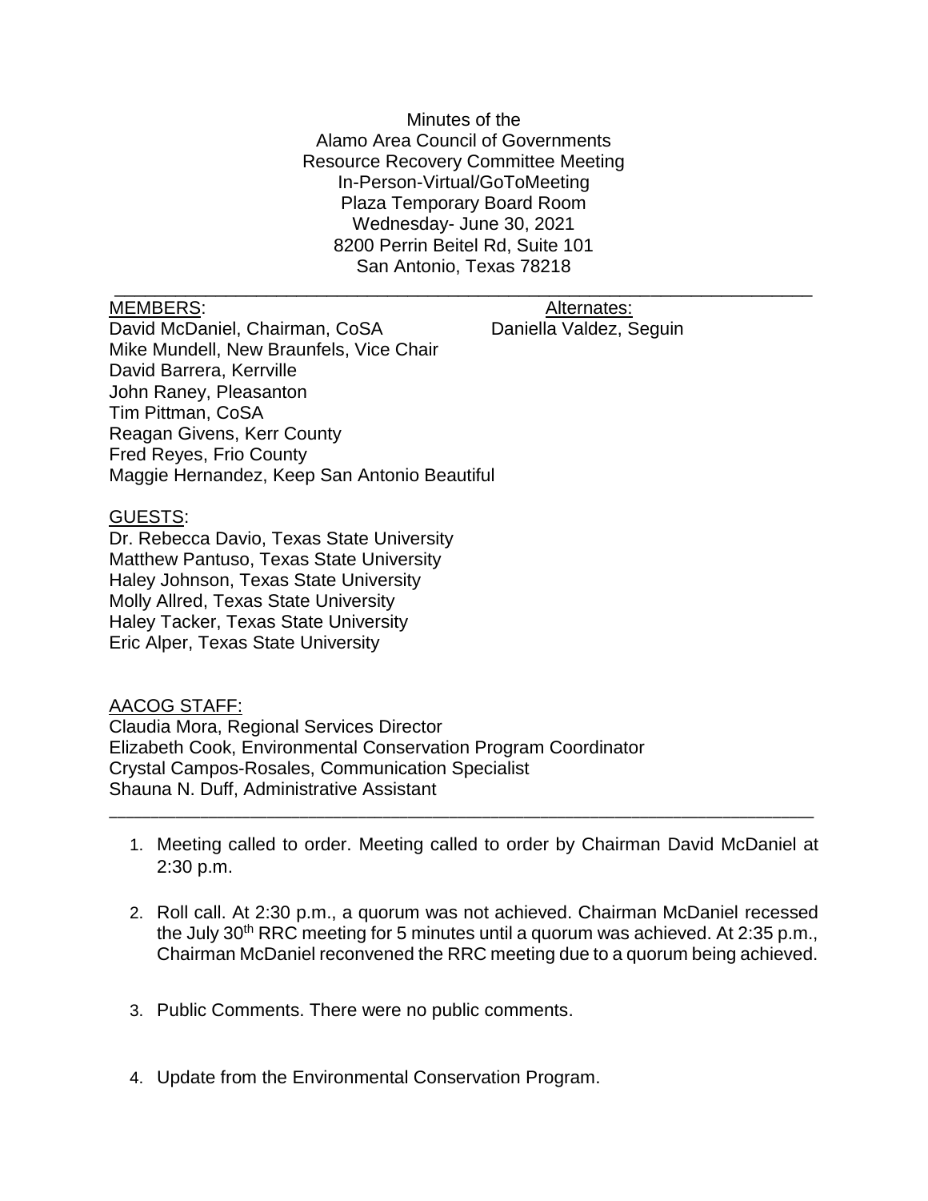Minutes of the
Alamo Area Council of Governments
Resource Recovery Committee Meeting
In-Person-Virtual/GoToMeeting
Plaza Temporary Board Room
Wednesday- June 30, 2021
8200 Perrin Beitel Rd, Suite 101
San Antonio, Texas 78218

---

<u>MEMBERS</u>:
David McDaniel, Chairman, CoSA
Mike Mundell, New Braunfels, Vice Chair
David Barrera, Kerrville
John Raney, Pleasanton
Tim Pittman, CoSA
Reagan Givens, Kerr County
Fred Reyes, Frio County
Maggie Hernandez, Keep San Antonio Beautiful

<u>Alternates:</u>
Daniella Valdez, Seguin

<u>GUESTS</u>:
Dr. Rebecca Davio, Texas State University
Matthew Pantuso, Texas State University
Haley Johnson, Texas State University
Molly Allred, Texas State University
Haley Tacker, Texas State University
Eric Alper, Texas State University

<u>AACOG STAFF:</u>
Claudia Mora, Regional Services Director
Elizabeth Cook, Environmental Conservation Program Coordinator
Crystal Campos-Rosales, Communication Specialist
Shauna N. Duff, Administrative Assistant

---

1. Meeting called to order. Meeting called to order by Chairman David McDaniel at 2:30 p.m.

2. Roll call. At 2:30 p.m., a quorum was not achieved. Chairman McDaniel recessed the July 30th RRC meeting for 5 minutes until a quorum was achieved. At 2:35 p.m., Chairman McDaniel reconvened the RRC meeting due to a quorum being achieved.

3. Public Comments. There were no public comments.

4. Update from the Environmental Conservation Program.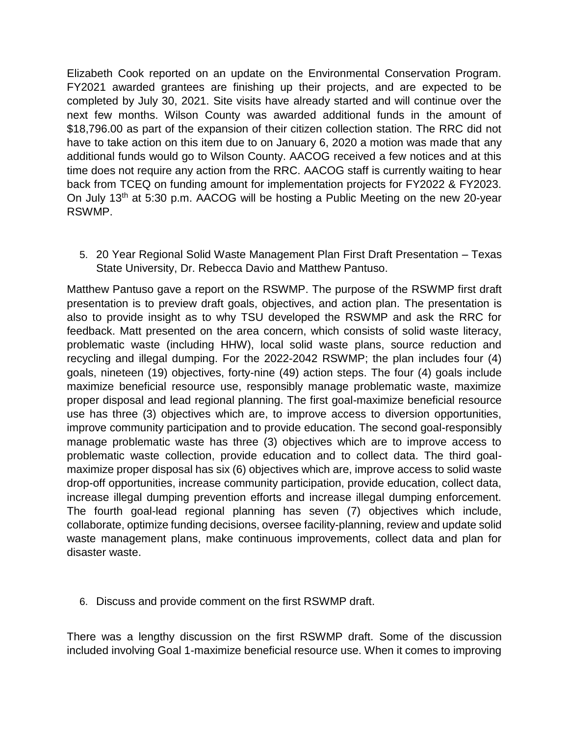Elizabeth Cook reported on an update on the Environmental Conservation Program. FY2021 awarded grantees are finishing up their projects, and are expected to be completed by July 30, 2021. Site visits have already started and will continue over the next few months. Wilson County was awarded additional funds in the amount of $18,796.00 as part of the expansion of their citizen collection station. The RRC did not have to take action on this item due to on January 6, 2020 a motion was made that any additional funds would go to Wilson County. AACOG received a few notices and at this time does not require any action from the RRC. AACOG staff is currently waiting to hear back from TCEQ on funding amount for implementation projects for FY2022 & FY2023. On July 13th at 5:30 p.m. AACOG will be hosting a Public Meeting on the new 20-year RSWMP.

5. 20 Year Regional Solid Waste Management Plan First Draft Presentation – Texas State University, Dr. Rebecca Davio and Matthew Pantuso.

Matthew Pantuso gave a report on the RSWMP. The purpose of the RSWMP first draft presentation is to preview draft goals, objectives, and action plan. The presentation is also to provide insight as to why TSU developed the RSWMP and ask the RRC for feedback. Matt presented on the area concern, which consists of solid waste literacy, problematic waste (including HHW), local solid waste plans, source reduction and recycling and illegal dumping. For the 2022-2042 RSWMP; the plan includes four (4) goals, nineteen (19) objectives, forty-nine (49) action steps. The four (4) goals include maximize beneficial resource use, responsibly manage problematic waste, maximize proper disposal and lead regional planning. The first goal-maximize beneficial resource use has three (3) objectives which are, to improve access to diversion opportunities, improve community participation and to provide education. The second goal-responsibly manage problematic waste has three (3) objectives which are to improve access to problematic waste collection, provide education and to collect data. The third goal-maximize proper disposal has six (6) objectives which are, improve access to solid waste drop-off opportunities, increase community participation, provide education, collect data, increase illegal dumping prevention efforts and increase illegal dumping enforcement. The fourth goal-lead regional planning has seven (7) objectives which include, collaborate, optimize funding decisions, oversee facility-planning, review and update solid waste management plans, make continuous improvements, collect data and plan for disaster waste.

6. Discuss and provide comment on the first RSWMP draft.

There was a lengthy discussion on the first RSWMP draft. Some of the discussion included involving Goal 1-maximize beneficial resource use. When it comes to improving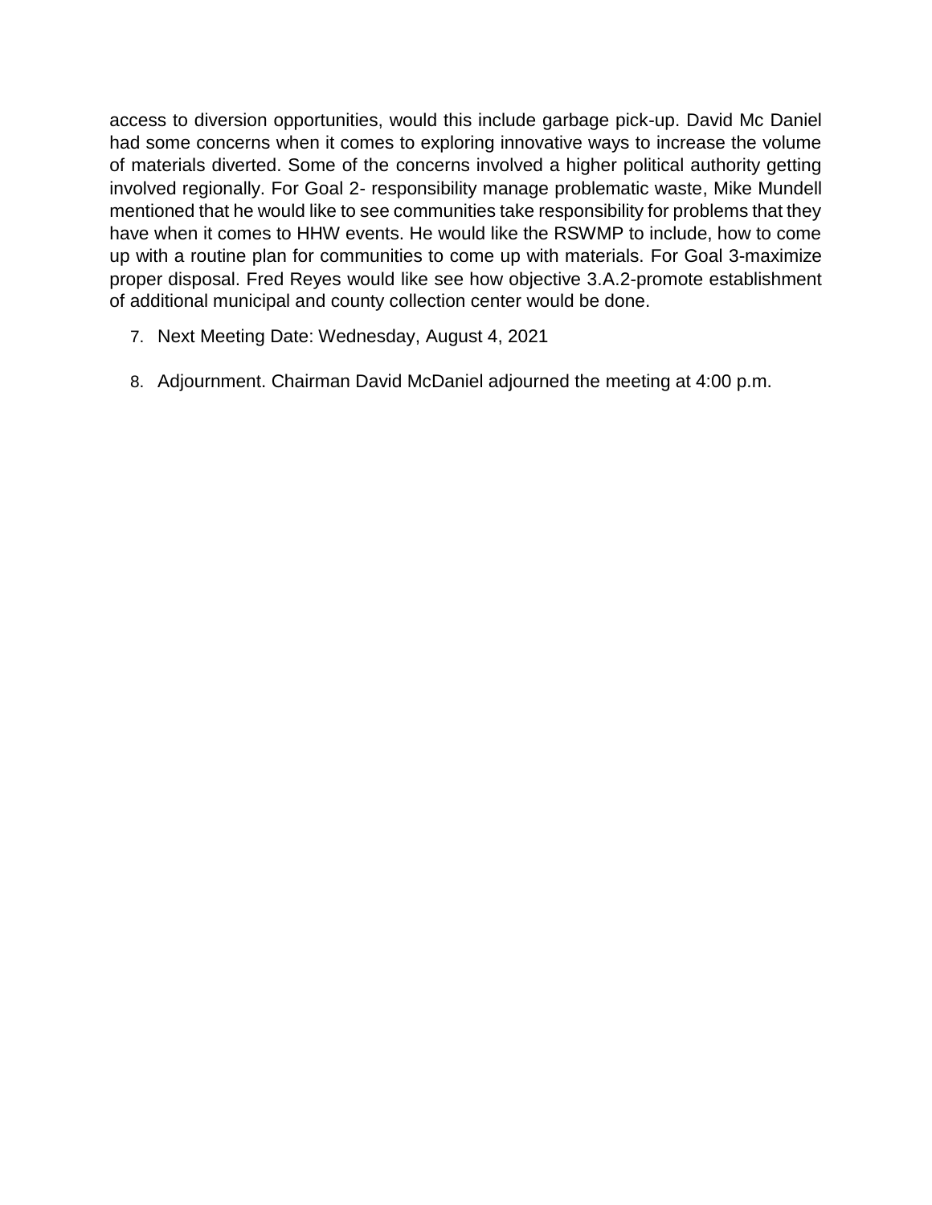access to diversion opportunities, would this include garbage pick-up. David Mc Daniel had some concerns when it comes to exploring innovative ways to increase the volume of materials diverted. Some of the concerns involved a higher political authority getting involved regionally. For Goal 2- responsibility manage problematic waste, Mike Mundell mentioned that he would like to see communities take responsibility for problems that they have when it comes to HHW events. He would like the RSWMP to include, how to come up with a routine plan for communities to come up with materials. For Goal 3-maximize proper disposal. Fred Reyes would like see how objective 3.A.2-promote establishment of additional municipal and county collection center would be done.

7. Next Meeting Date: Wednesday, August 4, 2021

8. Adjournment. Chairman David McDaniel adjourned the meeting at 4:00 p.m.